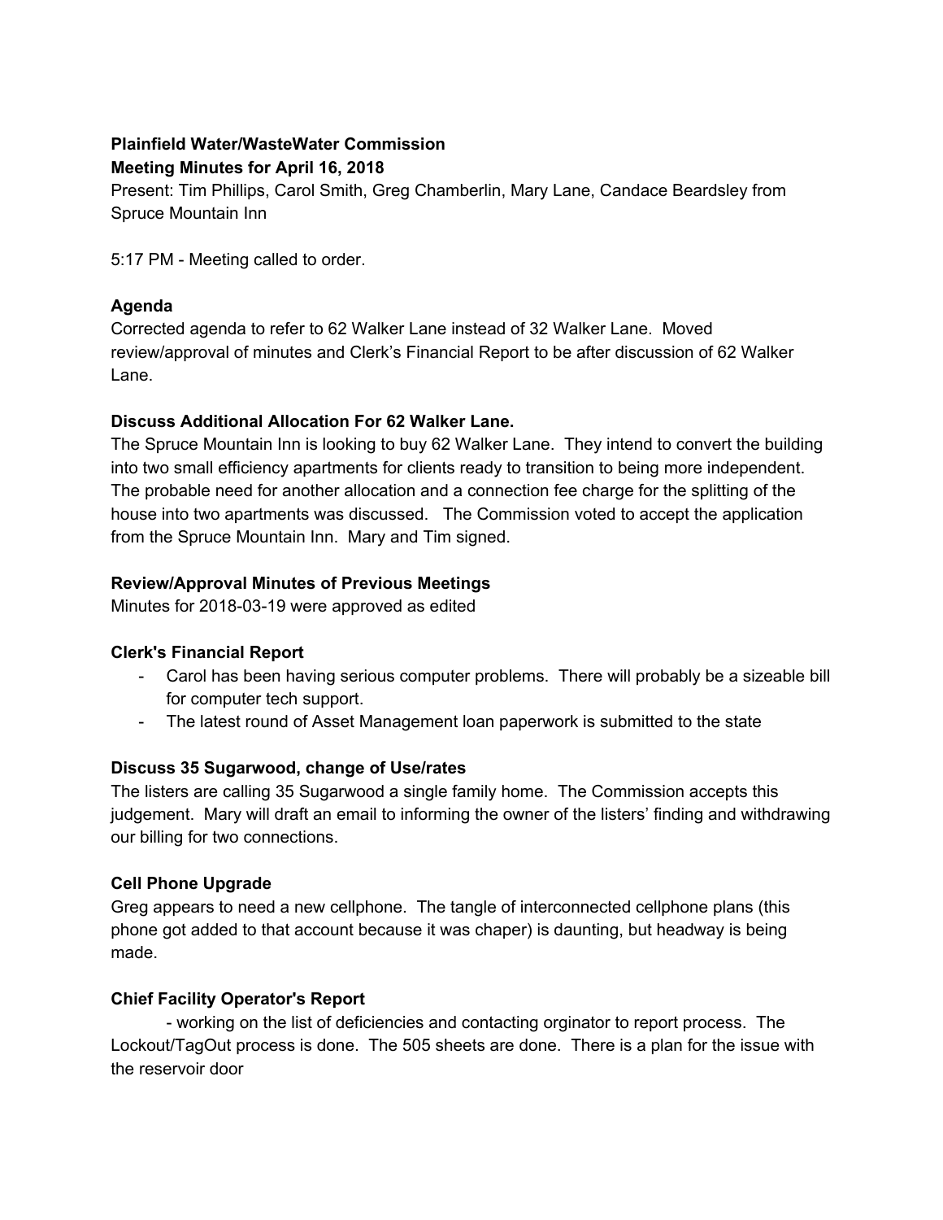**Plainfield Water/WasteWater Commission**
**Meeting Minutes for April 16, 2018**

Present: Tim Phillips, Carol Smith, Greg Chamberlin, Mary Lane, Candace Beardsley from Spruce Mountain Inn

5:17 PM - Meeting called to order.

### Agenda

Corrected agenda to refer to 62 Walker Lane instead of 32 Walker Lane. Moved review/approval of minutes and Clerk's Financial Report to be after discussion of 62 Walker Lane.

### Discuss Additional Allocation For 62 Walker Lane.

The Spruce Mountain Inn is looking to buy 62 Walker Lane. They intend to convert the building into two small efficiency apartments for clients ready to transition to being more independent. The probable need for another allocation and a connection fee charge for the splitting of the house into two apartments was discussed. The Commission voted to accept the application from the Spruce Mountain Inn. Mary and Tim signed.

### Review/Approval Minutes of Previous Meetings

Minutes for 2018-03-19 were approved as edited

### Clerk's Financial Report

- Carol has been having serious computer problems. There will probably be a sizeable bill for computer tech support.
- The latest round of Asset Management loan paperwork is submitted to the state

### Discuss 35 Sugarwood, change of Use/rates

The listers are calling 35 Sugarwood a single family home. The Commission accepts this judgement. Mary will draft an email to informing the owner of the listers' finding and withdrawing our billing for two connections.

### Cell Phone Upgrade

Greg appears to need a new cellphone. The tangle of interconnected cellphone plans (this phone got added to that account because it was chaper) is daunting, but headway is being made.

### Chief Facility Operator's Report

- working on the list of deficiencies and contacting orginator to report process. The Lockout/TagOut process is done. The 505 sheets are done. There is a plan for the issue with the reservoir door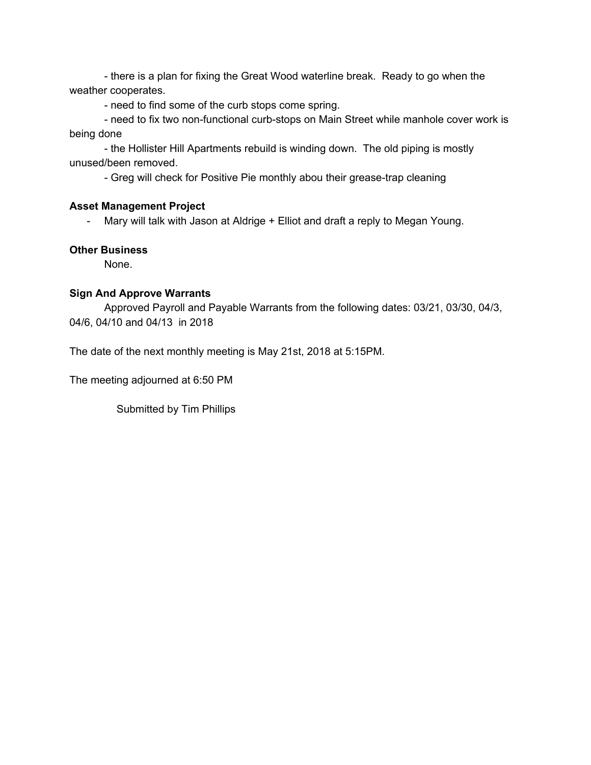- there is a plan for fixing the Great Wood waterline break. Ready to go when the weather cooperates.
- need to find some of the curb stops come spring.
- need to fix two non-functional curb-stops on Main Street while manhole cover work is being done
- the Hollister Hill Apartments rebuild is winding down. The old piping is mostly unused/been removed.
- Greg will check for Positive Pie monthly abou their grease-trap cleaning

**Asset Management Project**

- Mary will talk with Jason at Aldrige + Elliot and draft a reply to Megan Young.

**Other Business**

None.

**Sign And Approve Warrants**

Approved Payroll and Payable Warrants from the following dates: 03/21, 03/30, 04/3, 04/6, 04/10 and 04/13 in 2018

The date of the next monthly meeting is May 21st, 2018 at 5:15PM.

The meeting adjourned at 6:50 PM

Submitted by Tim Phillips